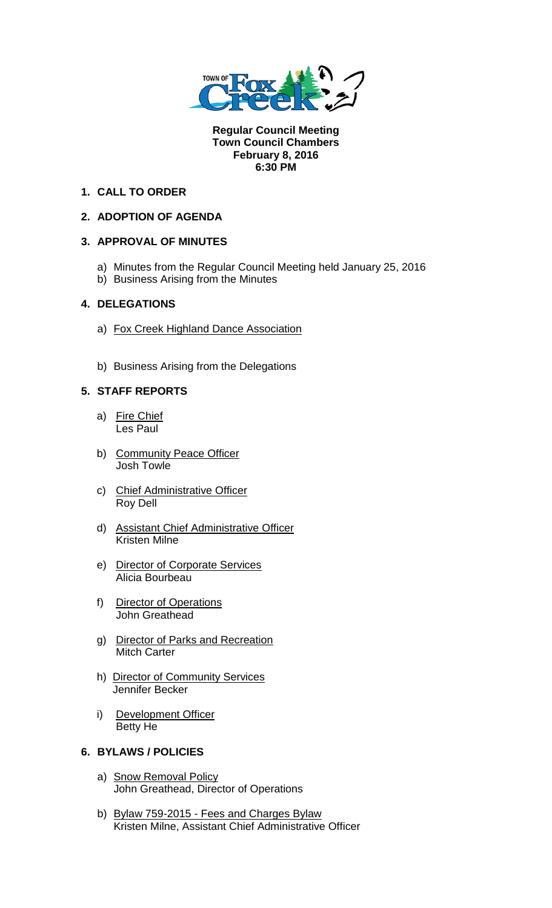**Regular Council Meeting**
**Town Council Chambers**
**February 8, 2016**
**6:30 PM**

1. **CALL TO ORDER**

2. **ADOPTION OF AGENDA**

3. **APPROVAL OF MINUTES**

   a) Minutes from the Regular Council Meeting held January 25, 2016
   b) Business Arising from the Minutes

4. **DELEGATIONS**

   a) Fox Creek Highland Dance Association
   b) Business Arising from the Delegations

5. **STAFF REPORTS**

   a) Fire Chief
   Les Paul

   b) Community Peace Officer
   Josh Towle

   c) Chief Administrative Officer
   Roy Dell

   d) Assistant Chief Administrative Officer
   Kristen Milne

   e) Director of Corporate Services
   Alicia Bourbeau

   f) Director of Operations
   John Greathead

   g) Director of Parks and Recreation
   Mitch Carter

   h) Director of Community Services
   Jennifer Becker

   i) Development Officer
   Betty He

6. **BYLAWS / POLICIES**

   a) Snow Removal Policy
   John Greathead, Director of Operations

   b) Bylaw 759-2015 - Fees and Charges Bylaw
   Kristen Milne, Assistant Chief Administrative Officer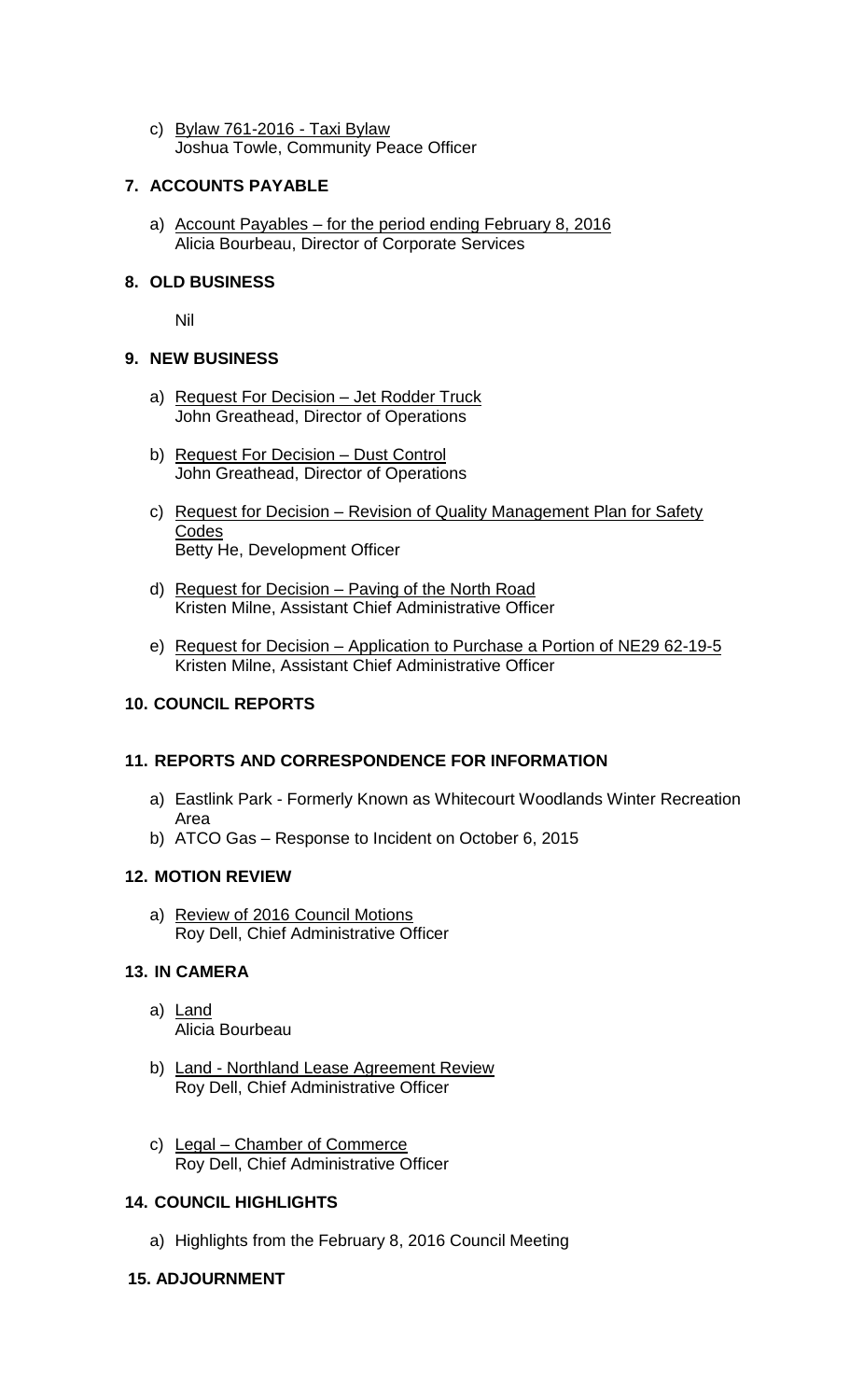c) Bylaw 761-2016 - Taxi Bylaw
   Joshua Towle, Community Peace Officer

## 7. ACCOUNTS PAYABLE

a) Account Payables – for the period ending February 8, 2016
   Alicia Bourbeau, Director of Corporate Services

## 8. OLD BUSINESS

Nil

## 9. NEW BUSINESS

a) Request For Decision – Jet Rodder Truck
   John Greathead, Director of Operations

b) Request For Decision – Dust Control
   John Greathead, Director of Operations

c) Request for Decision – Revision of Quality Management Plan for Safety Codes
   Betty He, Development Officer

d) Request for Decision – Paving of the North Road
   Kristen Milne, Assistant Chief Administrative Officer

e) Request for Decision – Application to Purchase a Portion of NE29 62-19-5
   Kristen Milne, Assistant Chief Administrative Officer

## 10. COUNCIL REPORTS

## 11. REPORTS AND CORRESPONDENCE FOR INFORMATION

a) Eastlink Park - Formerly Known as Whitecourt Woodlands Winter Recreation Area
b) ATCO Gas – Response to Incident on October 6, 2015

## 12. MOTION REVIEW

a) Review of 2016 Council Motions
   Roy Dell, Chief Administrative Officer

## 13. IN CAMERA

a) Land
   Alicia Bourbeau

b) Land - Northland Lease Agreement Review
   Roy Dell, Chief Administrative Officer

c) Legal – Chamber of Commerce
   Roy Dell, Chief Administrative Officer

## 14. COUNCIL HIGHLIGHTS

a) Highlights from the February 8, 2016 Council Meeting

## 15. ADJOURNMENT